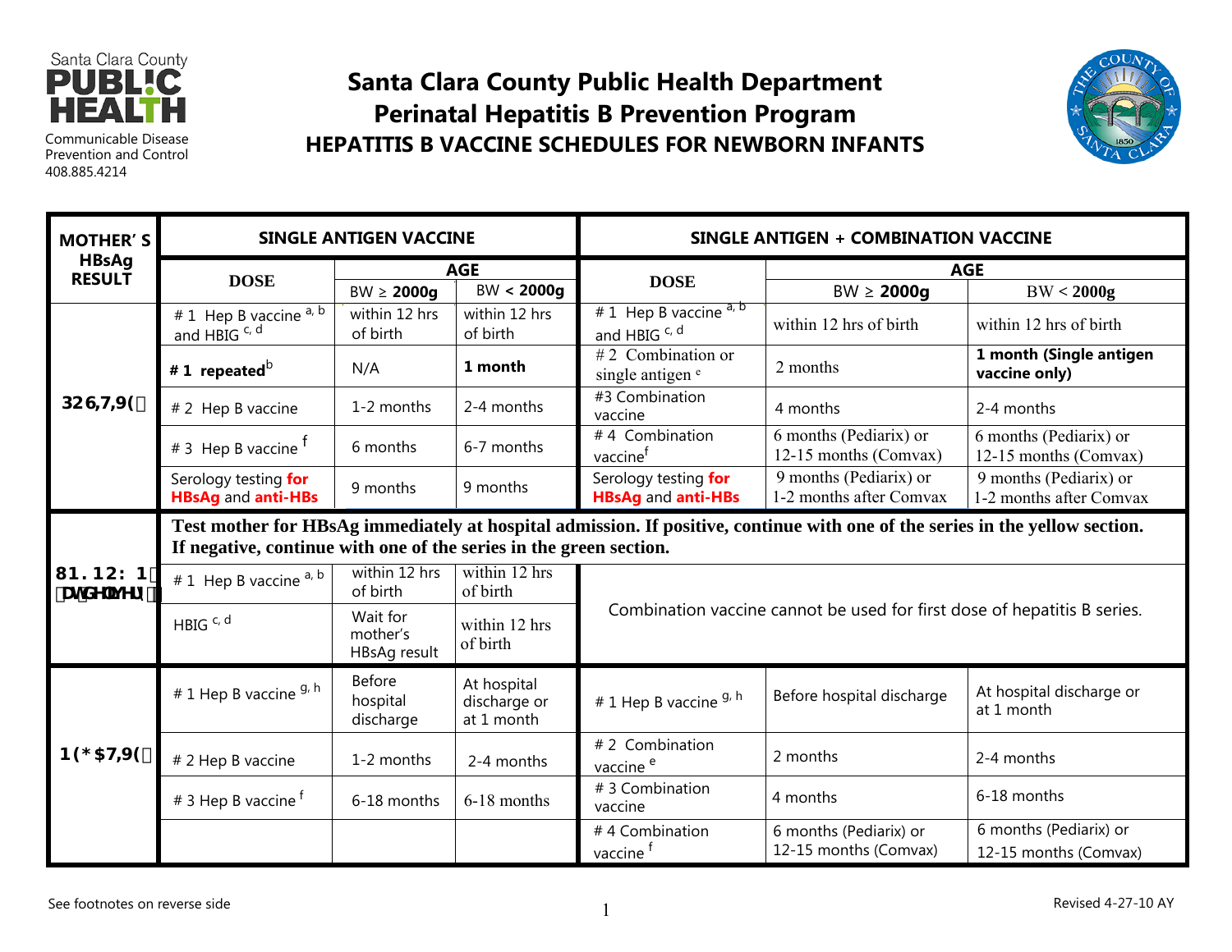# Santa Clara County Public Health Department

## Perinatal Hepatitis B Prevention Program

### HEPATITIS B VACCINE SCHEDULES FOR NEWBORN INFANTS

Santa Clara County PUBLIC HEALTH
Communicable Disease Prevention and Control
408.885.4214

| MOTHER'S HBsAg RESULT | SINGLE ANTIGEN VACCINE | | | SINGLE ANTIGEN + COMBINATION VACCINE | | |
|---|---|---|---|---|---|---|
| | DOSE | AGE | | DOSE | AGE | |
| | | BW ≥ **2000g** | BW **< 2000g** | | BW ≥ **2000g** | BW < **2000g** |
| **POSITIVE** | # 1 Hep B vaccine [a, b] and HBIG [c, d] | within 12 hrs of birth | within 12 hrs of birth | # 1 Hep B vaccine [a, b] and HBIG [c, d] | within 12 hrs of birth | within 12 hrs of birth |
| | **# 1 repeated**[b] | N/A | **1 month** | # 2 Combination or single antigen [e] | 2 months | **1 month (Single antigen vaccine only)** |
| | # 2 Hep B vaccine | 1-2 months | 2-4 months | #3 Combination vaccine | 4 months | 2-4 months |
| | # 3 Hep B vaccine [f] | 6 months | 6-7 months | # 4 Combination vaccine[f] | 6 months (Pediarix) or 12-15 months (Comvax) | 6 months (Pediarix) or 12-15 months (Comvax) |
| | Serology testing **for HBsAg** and **anti-HBs** | 9 months | 9 months | Serology testing **for HBsAg** and **anti-HBs** | 9 months (Pediarix) or 1-2 months after Comvax | 9 months (Pediarix) or 1-2 months after Comvax |
| **UNKNOWN (at delivery)** | **Test mother for HBsAg immediately at hospital admission. If positive, continue with one of the series in the yellow section. If negative, continue with one of the series in the green section.** | | | | | |
| | # 1 Hep B vaccine [a, b] | within 12 hrs of birth | within 12 hrs of birth | Combination vaccine cannot be used for first dose of hepatitis B series. | | |
| | HBIG [c, d] | Wait for mother's HBsAg result | within 12 hrs of birth | | | |
| **NEGATIVE** | # 1 Hep B vaccine [g, h] | Before hospital discharge | At hospital discharge or at 1 month | # 1 Hep B vaccine [g, h] | Before hospital discharge | At hospital discharge or at 1 month |
| | # 2 Hep B vaccine | 1-2 months | 2-4 months | # 2 Combination vaccine [e] | 2 months | 2-4 months |
| | # 3 Hep B vaccine [f] | 6-18 months | 6-18 months | # 3 Combination vaccine | 4 months | 6-18 months |
| | | | | # 4 Combination vaccine [f] | 6 months (Pediarix) or 12-15 months (Comvax) | 6 months (Pediarix) or 12-15 months (Comvax) |

See footnotes on reverse side

Revised 4-27-10 AY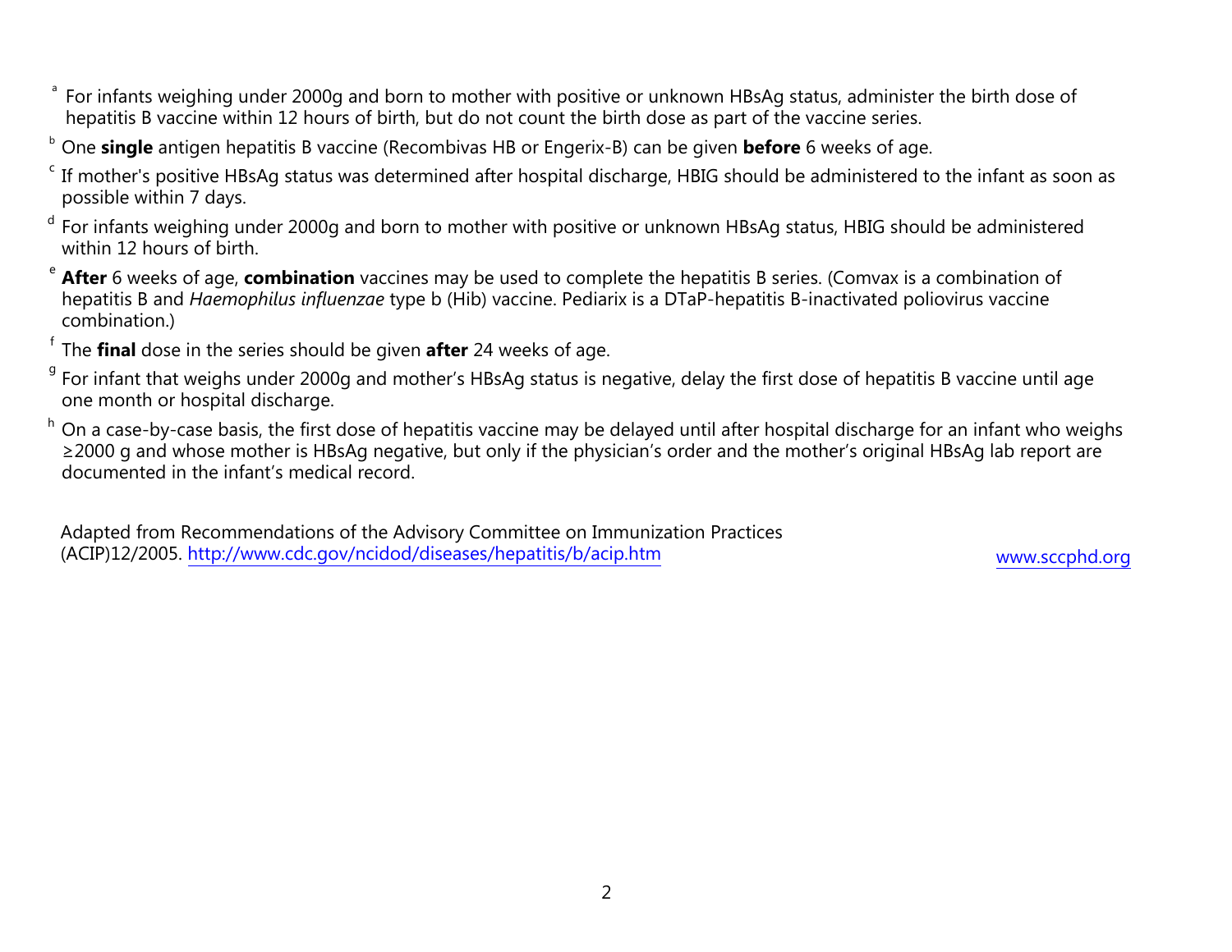[a] For infants weighing under 2000g and born to mother with positive or unknown HBsAg status, administer the birth dose of hepatitis B vaccine within 12 hours of birth, but do not count the birth dose as part of the vaccine series.

[b] One **single** antigen hepatitis B vaccine (Recombivas HB or Engerix-B) can be given **before** 6 weeks of age.

[c] If mother's positive HBsAg status was determined after hospital discharge, HBIG should be administered to the infant as soon as possible within 7 days.

[d] For infants weighing under 2000g and born to mother with positive or unknown HBsAg status, HBIG should be administered within 12 hours of birth.

[e] **After** 6 weeks of age, **combination** vaccines may be used to complete the hepatitis B series. (Comvax is a combination of hepatitis B and *Haemophilus influenzae* type b (Hib) vaccine. Pediarix is a DTaP-hepatitis B-inactivated poliovirus vaccine combination.)

[f] The **final** dose in the series should be given **after** 24 weeks of age.

[g] For infant that weighs under 2000g and mother's HBsAg status is negative, delay the first dose of hepatitis B vaccine until age one month or hospital discharge.

[h] On a case-by-case basis, the first dose of hepatitis vaccine may be delayed until after hospital discharge for an infant who weighs ≥2000 g and whose mother is HBsAg negative, but only if the physician's order and the mother's original HBsAg lab report are documented in the infant's medical record.

Adapted from Recommendations of the Advisory Committee on Immunization Practices (ACIP)12/2005. http://www.cdc.gov/ncidod/diseases/hepatitis/b/acip.htm

www.sccphd.org